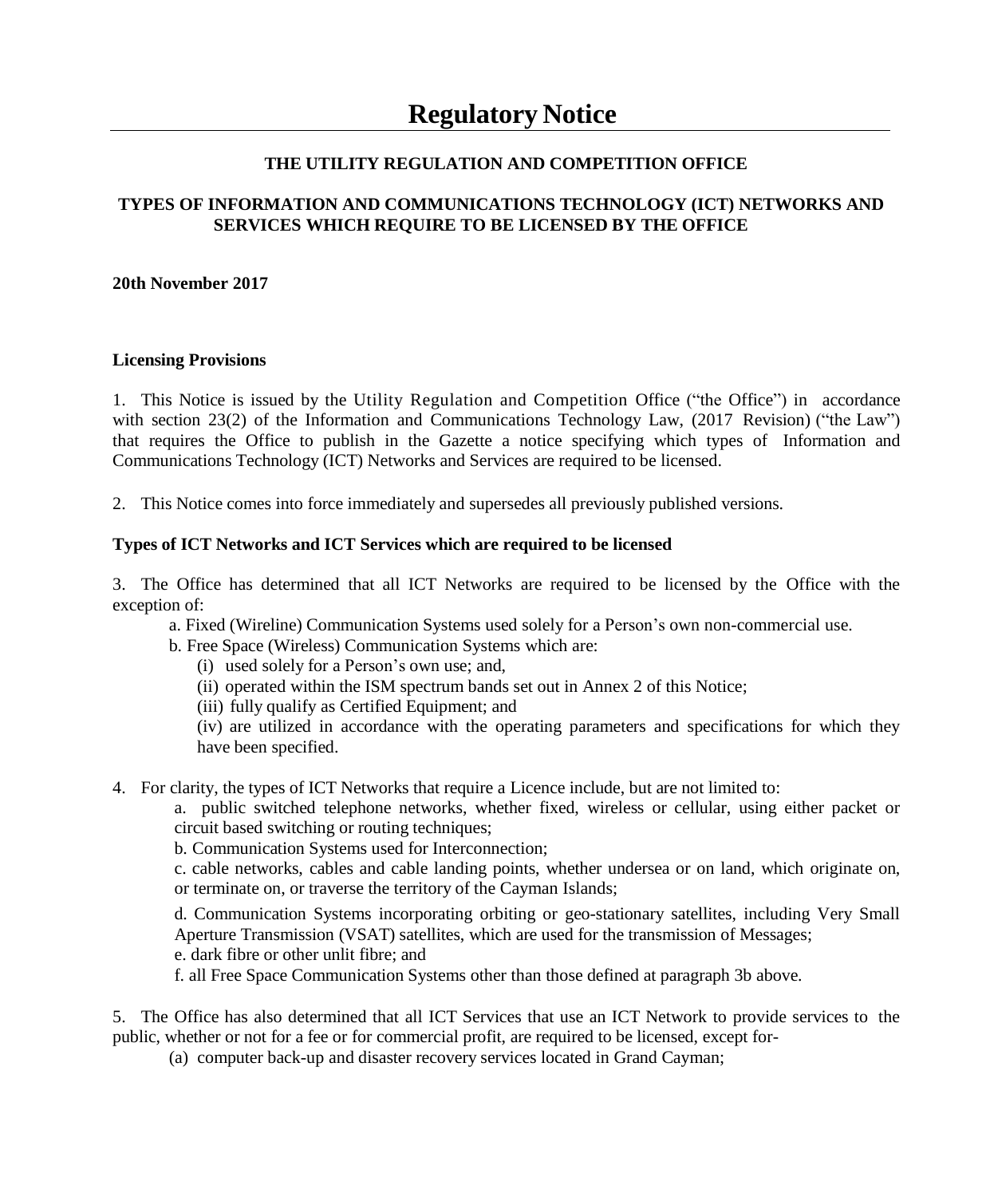# Regulatory Notice

**THE UTILITY REGULATION AND COMPETITION OFFICE**

**TYPES OF INFORMATION AND COMMUNICATIONS TECHNOLOGY (ICT) NETWORKS AND SERVICES WHICH REQUIRE TO BE LICENSED BY THE OFFICE**

**20th November 2017**

**Licensing Provisions**

1. This Notice is issued by the Utility Regulation and Competition Office ("the Office") in accordance with section 23(2) of the Information and Communications Technology Law, (2017 Revision) ("the Law") that requires the Office to publish in the Gazette a notice specifying which types of Information and Communications Technology (ICT) Networks and Services are required to be licensed.

2. This Notice comes into force immediately and supersedes all previously published versions.

**Types of ICT Networks and ICT Services which are required to be licensed**

3. The Office has determined that all ICT Networks are required to be licensed by the Office with the exception of:

   a. Fixed (Wireline) Communication Systems used solely for a Person's own non-commercial use.

   b. Free Space (Wireless) Communication Systems which are:

      (i) used solely for a Person's own use; and,

      (ii) operated within the ISM spectrum bands set out in Annex 2 of this Notice;

      (iii) fully qualify as Certified Equipment; and

      (iv) are utilized in accordance with the operating parameters and specifications for which they have been specified.

4. For clarity, the types of ICT Networks that require a Licence include, but are not limited to:

   a. public switched telephone networks, whether fixed, wireless or cellular, using either packet or circuit based switching or routing techniques;

   b. Communication Systems used for Interconnection;

   c. cable networks, cables and cable landing points, whether undersea or on land, which originate on, or terminate on, or traverse the territory of the Cayman Islands;

   d. Communication Systems incorporating orbiting or geo-stationary satellites, including Very Small Aperture Transmission (VSAT) satellites, which are used for the transmission of Messages;

   e. dark fibre or other unlit fibre; and

   f. all Free Space Communication Systems other than those defined at paragraph 3b above.

5. The Office has also determined that all ICT Services that use an ICT Network to provide services to the public, whether or not for a fee or for commercial profit, are required to be licensed, except for-

   (a) computer back-up and disaster recovery services located in Grand Cayman;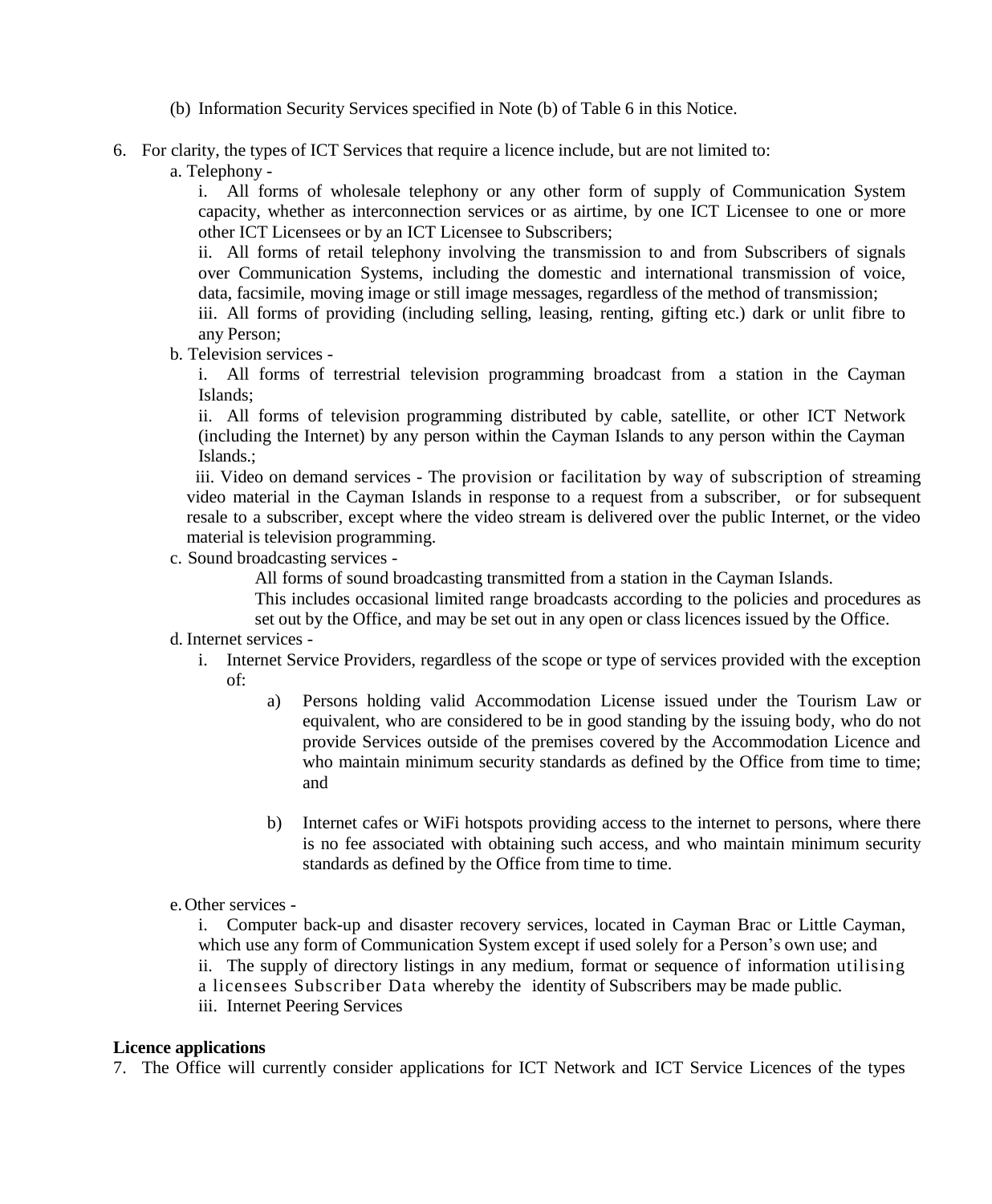(b) Information Security Services specified in Note (b) of Table 6 in this Notice.

6. For clarity, the types of ICT Services that require a licence include, but are not limited to:

   a. Telephony -

      i. All forms of wholesale telephony or any other form of supply of Communication System capacity, whether as interconnection services or as airtime, by one ICT Licensee to one or more other ICT Licensees or by an ICT Licensee to Subscribers;

      ii. All forms of retail telephony involving the transmission to and from Subscribers of signals over Communication Systems, including the domestic and international transmission of voice, data, facsimile, moving image or still image messages, regardless of the method of transmission;

      iii. All forms of providing (including selling, leasing, renting, gifting etc.) dark or unlit fibre to any Person;

   b. Television services -

      i. All forms of terrestrial television programming broadcast from a station in the Cayman Islands;

      ii. All forms of television programming distributed by cable, satellite, or other ICT Network (including the Internet) by any person within the Cayman Islands to any person within the Cayman Islands.;

      iii. Video on demand services - The provision or facilitation by way of subscription of streaming video material in the Cayman Islands in response to a request from a subscriber, or for subsequent resale to a subscriber, except where the video stream is delivered over the public Internet, or the video material is television programming.

   c. Sound broadcasting services -

      All forms of sound broadcasting transmitted from a station in the Cayman Islands.

      This includes occasional limited range broadcasts according to the policies and procedures as set out by the Office, and may be set out in any open or class licences issued by the Office.

   d. Internet services -

      i. Internet Service Providers, regardless of the scope or type of services provided with the exception of:

         a) Persons holding valid Accommodation License issued under the Tourism Law or equivalent, who are considered to be in good standing by the issuing body, who do not provide Services outside of the premises covered by the Accommodation Licence and who maintain minimum security standards as defined by the Office from time to time; and

         b) Internet cafes or WiFi hotspots providing access to the internet to persons, where there is no fee associated with obtaining such access, and who maintain minimum security standards as defined by the Office from time to time.

   e. Other services -

      i. Computer back-up and disaster recovery services, located in Cayman Brac or Little Cayman, which use any form of Communication System except if used solely for a Person's own use; and

      ii. The supply of directory listings in any medium, format or sequence of information utilising a licensees Subscriber Data whereby the identity of Subscribers may be made public.

      iii. Internet Peering Services

**Licence applications**

7. The Office will currently consider applications for ICT Network and ICT Service Licences of the types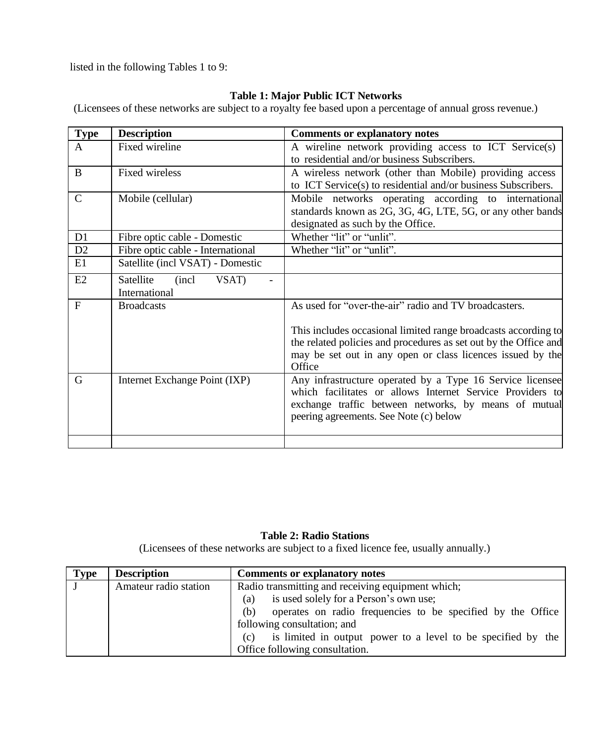listed in the following Tables 1 to 9:

**Table 1: Major Public ICT Networks**

(Licensees of these networks are subject to a royalty fee based upon a percentage of annual gross revenue.)

| Type | Description | Comments or explanatory notes |
|---|---|---|
| A | Fixed wireline | A wireline network providing access to ICT Service(s) to residential and/or business Subscribers. |
| B | Fixed wireless | A wireless network (other than Mobile) providing access to ICT Service(s) to residential and/or business Subscribers. |
| C | Mobile (cellular) | Mobile networks operating according to international standards known as 2G, 3G, 4G, LTE, 5G, or any other bands designated as such by the Office. |
| D1 | Fibre optic cable - Domestic | Whether "lit" or "unlit". |
| D2 | Fibre optic cable - International | Whether "lit" or "unlit". |
| E1 | Satellite (incl VSAT) - Domestic | |
| E2 | Satellite (incl VSAT) - International | |
| F | Broadcasts | As used for "over-the-air" radio and TV broadcasters.<br><br>This includes occasional limited range broadcasts according to the related policies and procedures as set out by the Office and may be set out in any open or class licences issued by the Office |
| G | Internet Exchange Point (IXP) | Any infrastructure operated by a Type 16 Service licensee which facilitates or allows Internet Service Providers to exchange traffic between networks, by means of mutual peering agreements. See Note (c) below |
| | | |

**Table 2: Radio Stations**

(Licensees of these networks are subject to a fixed licence fee, usually annually.)

| Type | Description | Comments or explanatory notes |
|---|---|---|
| J | Amateur radio station | Radio transmitting and receiving equipment which;<br>(a) is used solely for a Person's own use;<br>(b) operates on radio frequencies to be specified by the Office following consultation; and<br>(c) is limited in output power to a level to be specified by the Office following consultation. |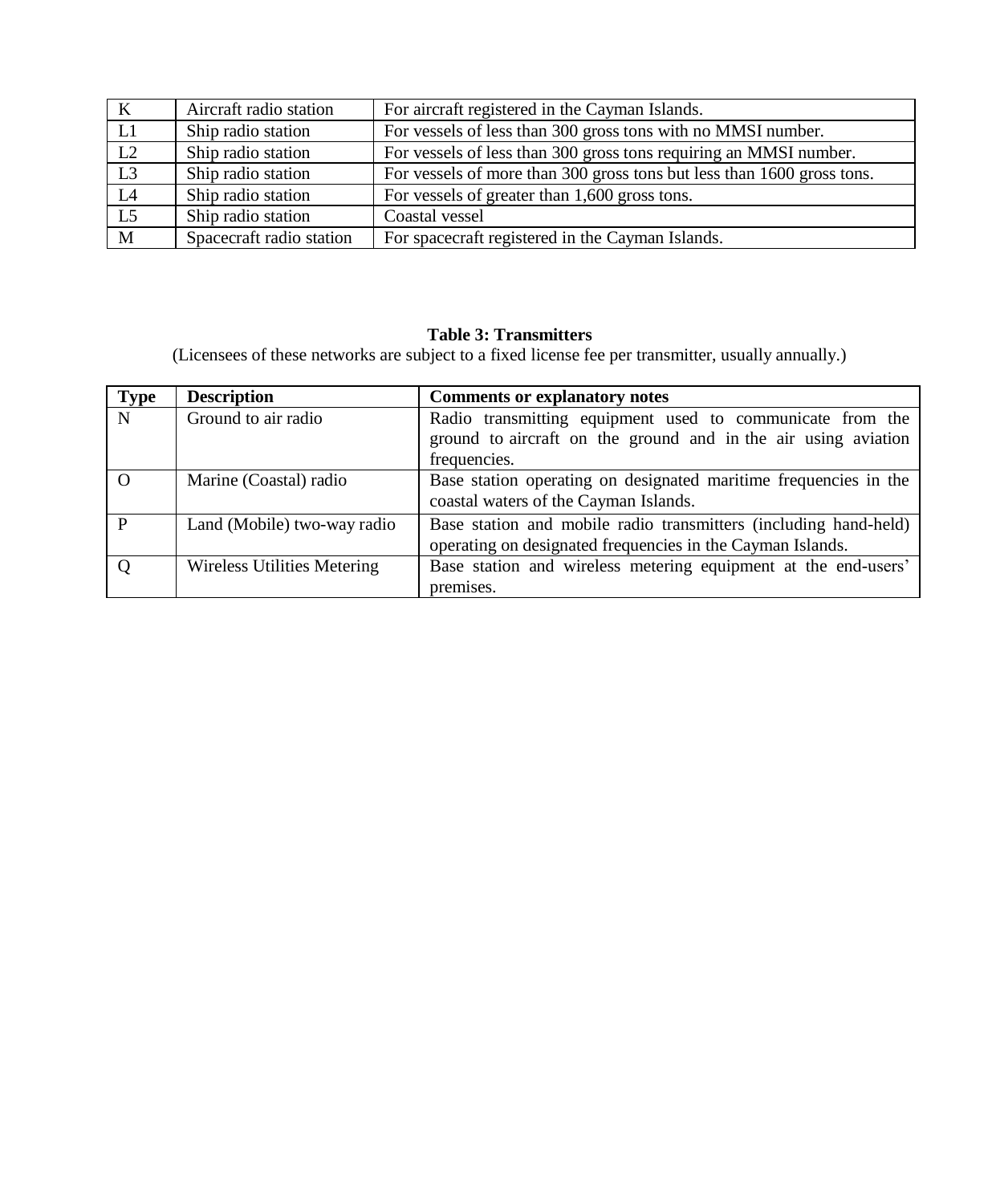| K | Aircraft radio station | For aircraft registered in the Cayman Islands. |
|---|---|---|
| L1 | Ship radio station | For vessels of less than 300 gross tons with no MMSI number. |
| L2 | Ship radio station | For vessels of less than 300 gross tons requiring an MMSI number. |
| L3 | Ship radio station | For vessels of more than 300 gross tons but less than 1600 gross tons. |
| L4 | Ship radio station | For vessels of greater than 1,600 gross tons. |
| L5 | Ship radio station | Coastal vessel |
| M | Spacecraft radio station | For spacecraft registered in the Cayman Islands. |

**Table 3: Transmitters**

(Licensees of these networks are subject to a fixed license fee per transmitter, usually annually.)

| Type | Description | Comments or explanatory notes |
|---|---|---|
| N | Ground to air radio | Radio transmitting equipment used to communicate from the ground to aircraft on the ground and in the air using aviation frequencies. |
| O | Marine (Coastal) radio | Base station operating on designated maritime frequencies in the coastal waters of the Cayman Islands. |
| P | Land (Mobile) two-way radio | Base station and mobile radio transmitters (including hand-held) operating on designated frequencies in the Cayman Islands. |
| Q | Wireless Utilities Metering | Base station and wireless metering equipment at the end-users' premises. |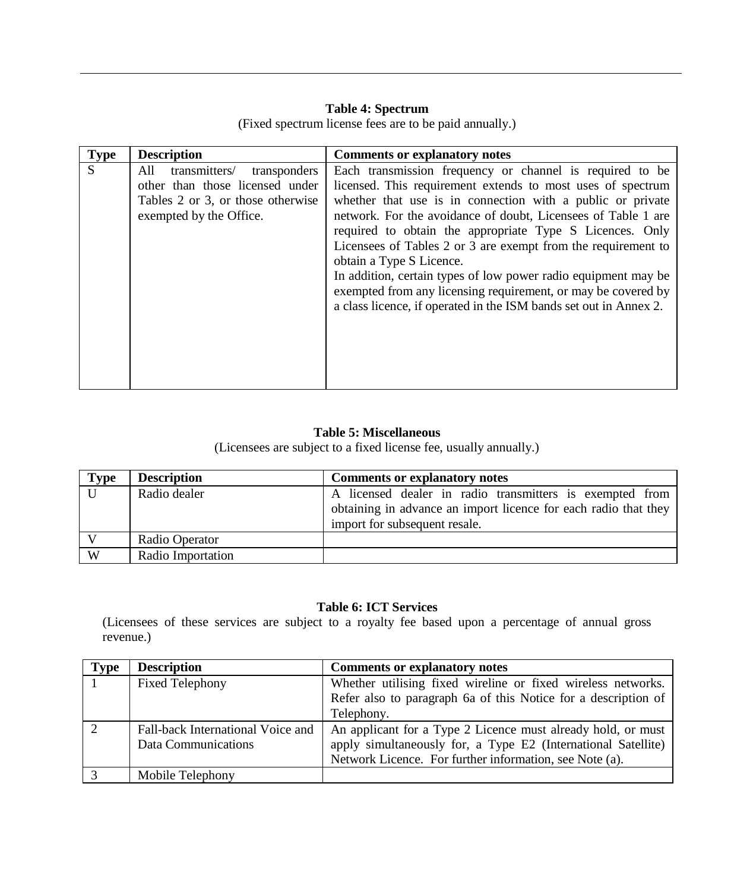**Table 4: Spectrum**

(Fixed spectrum license fees are to be paid annually.)

| Type | Description | Comments or explanatory notes |
|---|---|---|
| S | All transmitters/ transponders other than those licensed under Tables 2 or 3, or those otherwise exempted by the Office. | Each transmission frequency or channel is required to be licensed. This requirement extends to most uses of spectrum whether that use is in connection with a public or private network. For the avoidance of doubt, Licensees of Table 1 are required to obtain the appropriate Type S Licences. Only Licensees of Tables 2 or 3 are exempt from the requirement to obtain a Type S Licence.<br>In addition, certain types of low power radio equipment may be exempted from any licensing requirement, or may be covered by a class licence, if operated in the ISM bands set out in Annex 2. |

**Table 5: Miscellaneous**

(Licensees are subject to a fixed license fee, usually annually.)

| Type | Description | Comments or explanatory notes |
|---|---|---|
| U | Radio dealer | A licensed dealer in radio transmitters is exempted from obtaining in advance an import licence for each radio that they import for subsequent resale. |
| V | Radio Operator | |
| W | Radio Importation | |

**Table 6: ICT Services**

(Licensees of these services are subject to a royalty fee based upon a percentage of annual gross revenue.)

| Type | Description | Comments or explanatory notes |
|---|---|---|
| 1 | Fixed Telephony | Whether utilising fixed wireline or fixed wireless networks. Refer also to paragraph 6a of this Notice for a description of Telephony. |
| 2 | Fall-back International Voice and Data Communications | An applicant for a Type 2 Licence must already hold, or must apply simultaneously for, a Type E2 (International Satellite) Network Licence. For further information, see Note (a). |
| 3 | Mobile Telephony | |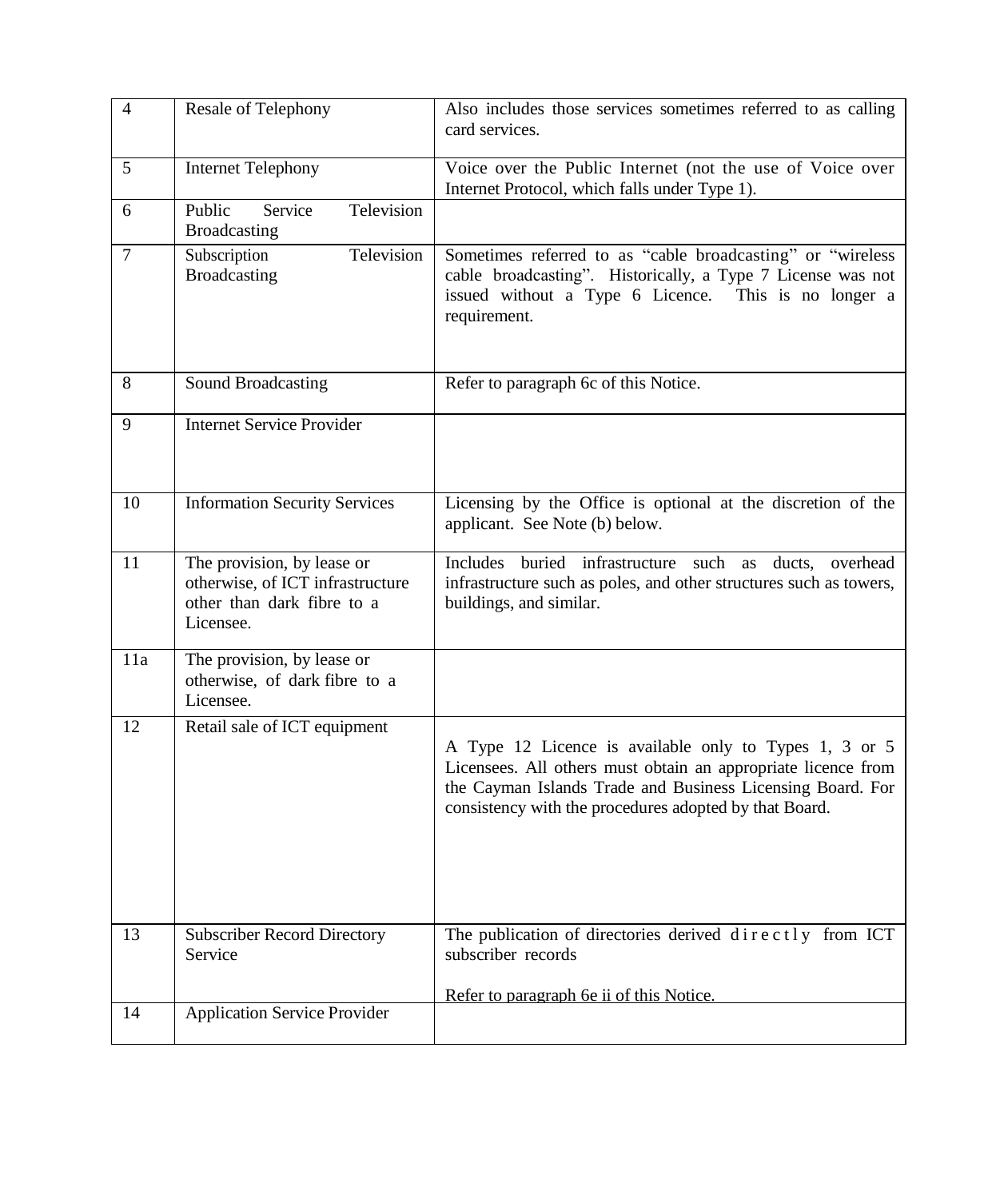| 4 | Resale of Telephony | Also includes those services sometimes referred to as calling card services. |
|---|---|---|
| 5 | Internet Telephony | Voice over the Public Internet (not the use of Voice over Internet Protocol, which falls under Type 1). |
| 6 | Public Service Television Broadcasting | |
| 7 | Subscription Television Broadcasting | Sometimes referred to as "cable broadcasting" or "wireless cable broadcasting". Historically, a Type 7 License was not issued without a Type 6 Licence. This is no longer a requirement. |
| 8 | Sound Broadcasting | Refer to paragraph 6c of this Notice. |
| 9 | Internet Service Provider | |
| 10 | Information Security Services | Licensing by the Office is optional at the discretion of the applicant. See Note (b) below. |
| 11 | The provision, by lease or otherwise, of ICT infrastructure other than dark fibre to a Licensee. | Includes buried infrastructure such as ducts, overhead infrastructure such as poles, and other structures such as towers, buildings, and similar. |
| 11a | The provision, by lease or otherwise, of dark fibre to a Licensee. | |
| 12 | Retail sale of ICT equipment | A Type 12 Licence is available only to Types 1, 3 or 5 Licensees. All others must obtain an appropriate licence from the Cayman Islands Trade and Business Licensing Board. For consistency with the procedures adopted by that Board. |
| 13 | Subscriber Record Directory Service | The publication of directories derived directly from ICT subscriber records<br><br>Refer to paragraph 6e ii of this Notice. |
| 14 | Application Service Provider | |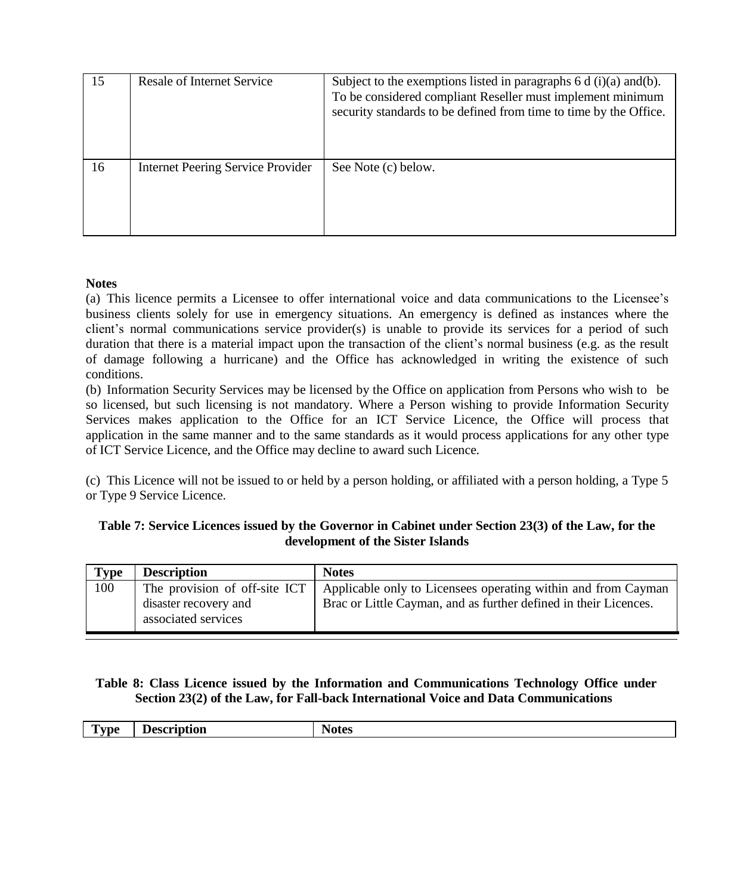| | | |
|---|---|---|
| 15 | Resale of Internet Service | Subject to the exemptions listed in paragraphs 6 d (i)(a) and(b). To be considered compliant Reseller must implement minimum security standards to be defined from time to time by the Office. |
| 16 | Internet Peering Service Provider | See Note (c) below. |

**Notes**

(a) This licence permits a Licensee to offer international voice and data communications to the Licensee's business clients solely for use in emergency situations. An emergency is defined as instances where the client's normal communications service provider(s) is unable to provide its services for a period of such duration that there is a material impact upon the transaction of the client's normal business (e.g. as the result of damage following a hurricane) and the Office has acknowledged in writing the existence of such conditions.

(b) Information Security Services may be licensed by the Office on application from Persons who wish to be so licensed, but such licensing is not mandatory. Where a Person wishing to provide Information Security Services makes application to the Office for an ICT Service Licence, the Office will process that application in the same manner and to the same standards as it would process applications for any other type of ICT Service Licence, and the Office may decline to award such Licence.

(c) This Licence will not be issued to or held by a person holding, or affiliated with a person holding, a Type 5 or Type 9 Service Licence.

**Table 7: Service Licences issued by the Governor in Cabinet under Section 23(3) of the Law, for the development of the Sister Islands**

| Type | Description | Notes |
|---|---|---|
| 100 | The provision of off-site ICT disaster recovery and associated services | Applicable only to Licensees operating within and from Cayman Brac or Little Cayman, and as further defined in their Licences. |

**Table 8: Class Licence issued by the Information and Communications Technology Office under Section 23(2) of the Law, for Fall-back International Voice and Data Communications**

| Type | Description | Notes |
|---|---|---|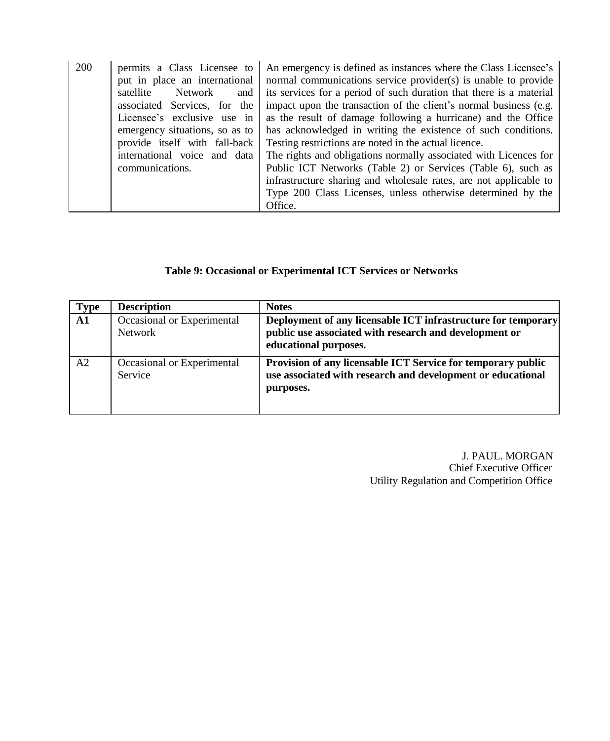| | | |
|---|---|---|
| 200 | permits a Class Licensee to put in place an international satellite Network and associated Services, for the Licensee's exclusive use in emergency situations, so as to provide itself with fall-back international voice and data communications. | An emergency is defined as instances where the Class Licensee's normal communications service provider(s) is unable to provide its services for a period of such duration that there is a material impact upon the transaction of the client's normal business (e.g. as the result of damage following a hurricane) and the Office has acknowledged in writing the existence of such conditions. Testing restrictions are noted in the actual licence. The rights and obligations normally associated with Licences for Public ICT Networks (Table 2) or Services (Table 6), such as infrastructure sharing and wholesale rates, are not applicable to Type 200 Class Licenses, unless otherwise determined by the Office. |

**Table 9: Occasional or Experimental ICT Services or Networks**

| **Type** | **Description** | **Notes** |
|---|---|---|
| **A1** | Occasional or Experimental Network | **Deployment of any licensable ICT infrastructure for temporary public use associated with research and development or educational purposes.** |
| A2 | Occasional or Experimental Service | **Provision of any licensable ICT Service for temporary public use associated with research and development or educational purposes.** |

J. PAUL. MORGAN
Chief Executive Officer
Utility Regulation and Competition Office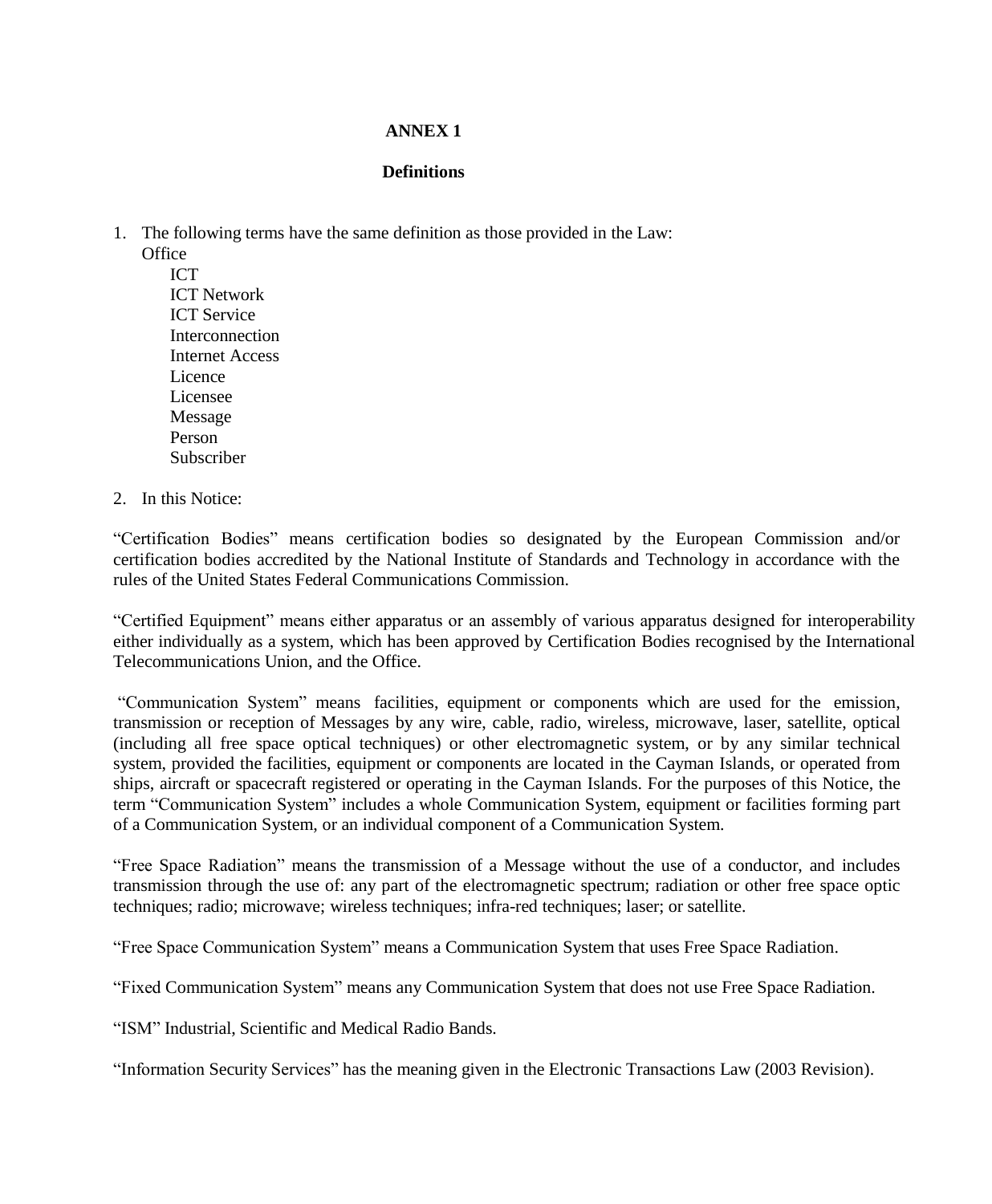# ANNEX 1

## Definitions

1. The following terms have the same definition as those provided in the Law:
   - Office
   - ICT
   - ICT Network
   - ICT Service
   - Interconnection
   - Internet Access
   - Licence
   - Licensee
   - Message
   - Person
   - Subscriber

2. In this Notice:

"Certification Bodies" means certification bodies so designated by the European Commission and/or certification bodies accredited by the National Institute of Standards and Technology in accordance with the rules of the United States Federal Communications Commission.

"Certified Equipment" means either apparatus or an assembly of various apparatus designed for interoperability either individually as a system, which has been approved by Certification Bodies recognised by the International Telecommunications Union, and the Office.

"Communication System" means facilities, equipment or components which are used for the emission, transmission or reception of Messages by any wire, cable, radio, wireless, microwave, laser, satellite, optical (including all free space optical techniques) or other electromagnetic system, or by any similar technical system, provided the facilities, equipment or components are located in the Cayman Islands, or operated from ships, aircraft or spacecraft registered or operating in the Cayman Islands. For the purposes of this Notice, the term "Communication System" includes a whole Communication System, equipment or facilities forming part of a Communication System, or an individual component of a Communication System.

"Free Space Radiation" means the transmission of a Message without the use of a conductor, and includes transmission through the use of: any part of the electromagnetic spectrum; radiation or other free space optic techniques; radio; microwave; wireless techniques; infra-red techniques; laser; or satellite.

"Free Space Communication System" means a Communication System that uses Free Space Radiation.

"Fixed Communication System" means any Communication System that does not use Free Space Radiation.

"ISM" Industrial, Scientific and Medical Radio Bands.

"Information Security Services" has the meaning given in the Electronic Transactions Law (2003 Revision).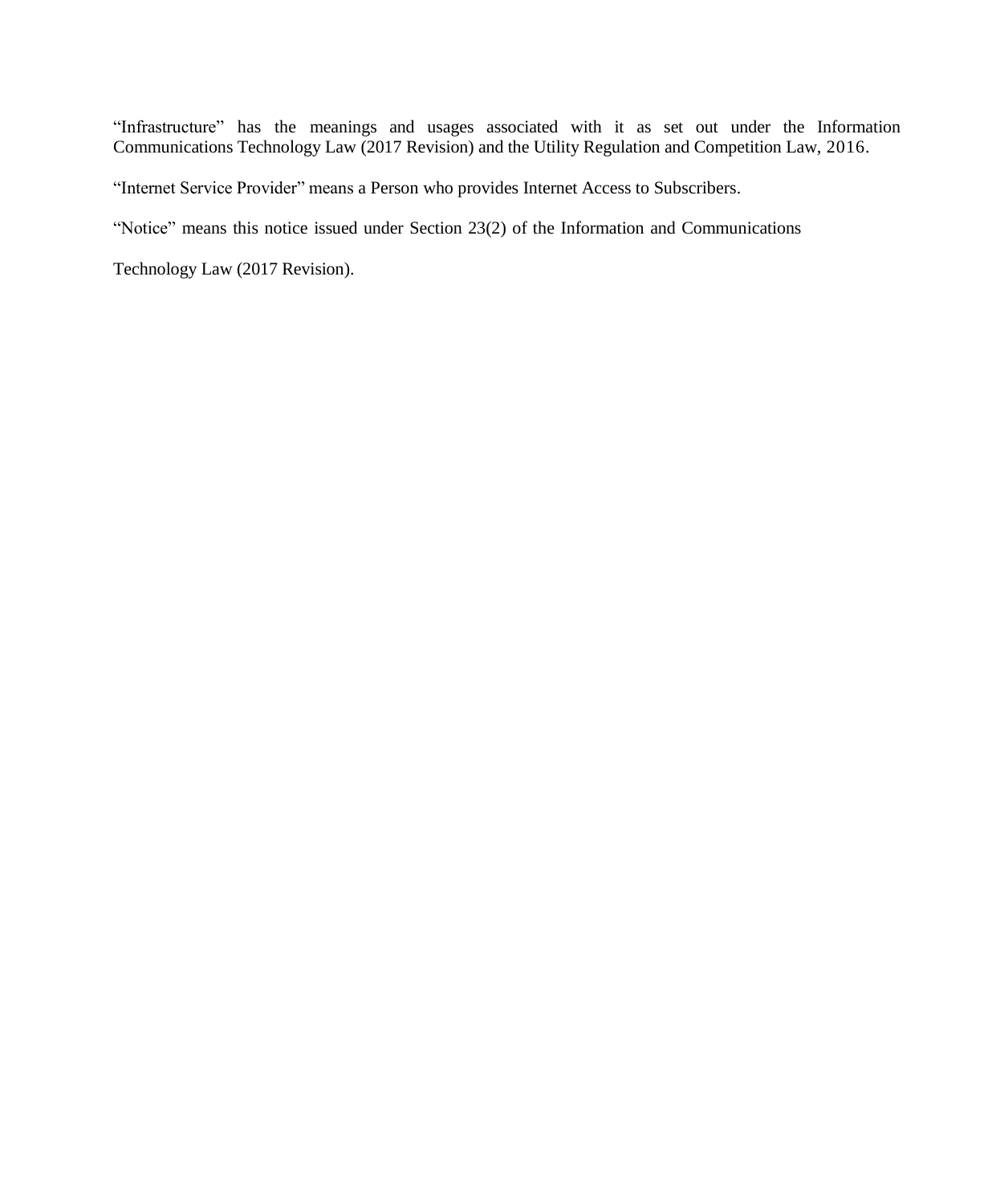"Infrastructure" has the meanings and usages associated with it as set out under the Information Communications Technology Law (2017 Revision) and the Utility Regulation and Competition Law, 2016.

"Internet Service Provider" means a Person who provides Internet Access to Subscribers.

"Notice" means this notice issued under Section 23(2) of the Information and Communications Technology Law (2017 Revision).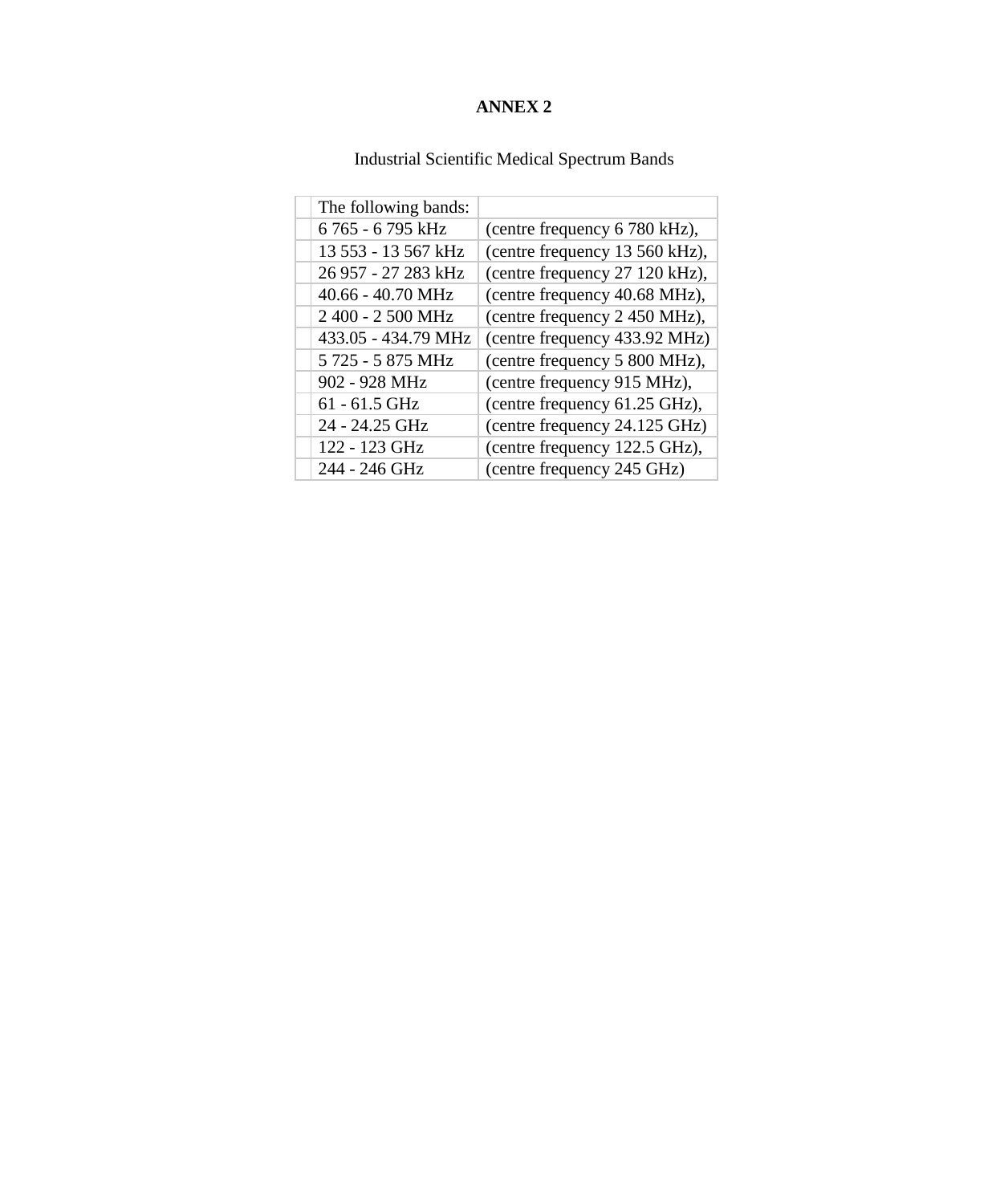# ANNEX 2

Industrial Scientific Medical Spectrum Bands

| | | |
|---|---|---|
| | The following bands: | |
| | 6 765 - 6 795 kHz | (centre frequency 6 780 kHz), |
| | 13 553 - 13 567 kHz | (centre frequency 13 560 kHz), |
| | 26 957 - 27 283 kHz | (centre frequency 27 120 kHz), |
| | 40.66 - 40.70 MHz | (centre frequency 40.68 MHz), |
| | 2 400 - 2 500 MHz | (centre frequency 2 450 MHz), |
| | 433.05 - 434.79 MHz | (centre frequency 433.92 MHz) |
| | 5 725 - 5 875 MHz | (centre frequency 5 800 MHz), |
| | 902 - 928 MHz | (centre frequency 915 MHz), |
| | 61 - 61.5 GHz | (centre frequency 61.25 GHz), |
| | 24 - 24.25 GHz | (centre frequency 24.125 GHz) |
| | 122 - 123 GHz | (centre frequency 122.5 GHz), |
| | 244 - 246 GHz | (centre frequency 245 GHz) |